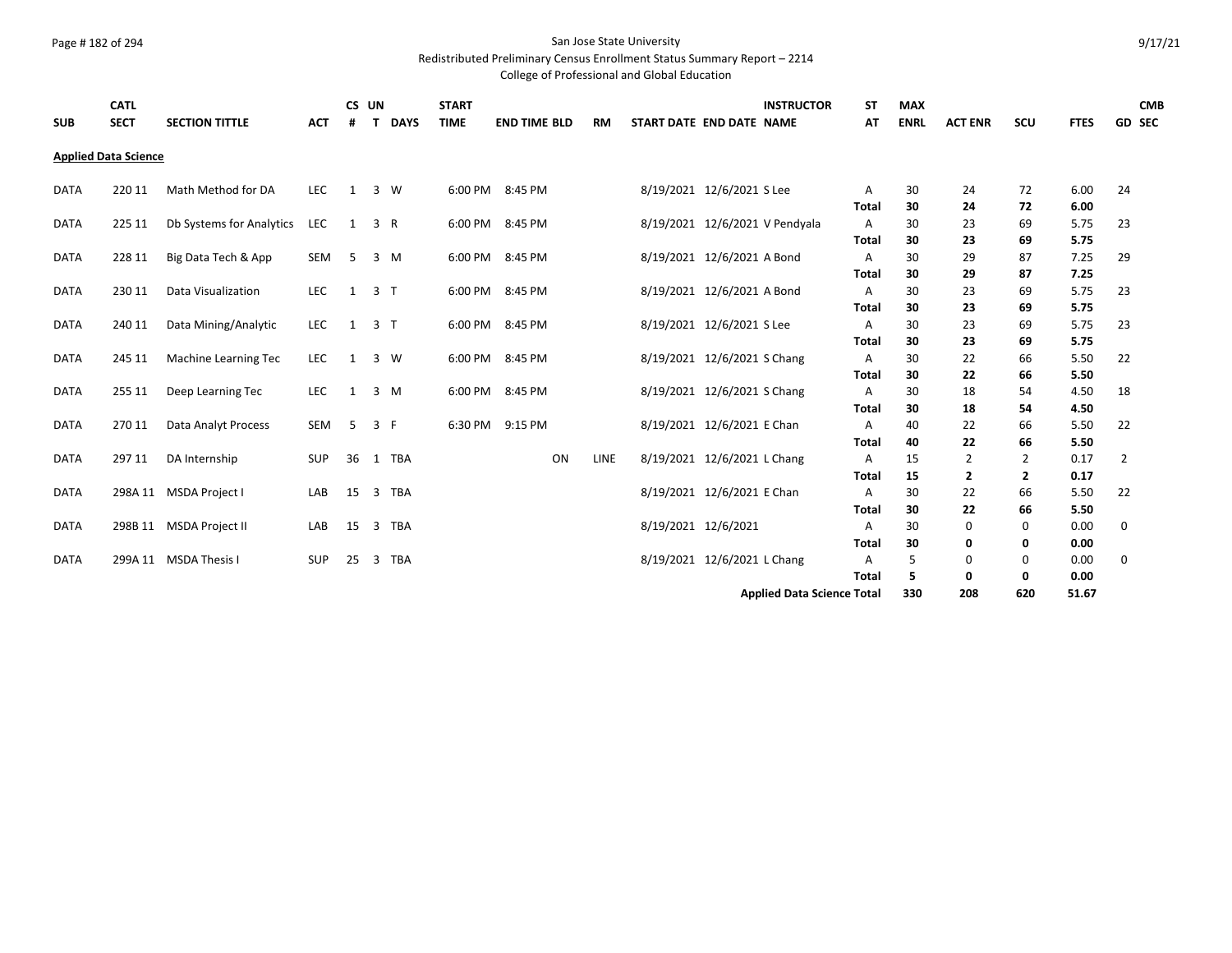San Jose State University

Redistributed Preliminary Census Enrollment Status Summary Report – 2214

College of Professional and Global Education

| SUB | CATL SECT | SECTION TITTLE | ACT | CS # | UN T | DAYS | START TIME | END TIME | BLD | RM | START DATE | END DATE | INSTRUCTOR NAME | ST AT | MAX ENRL | ACT ENR | SCU | FTES | GD | CMB SEC |
|---|---|---|---|---|---|---|---|---|---|---|---|---|---|---|---|---|---|---|---|---|
| **Applied Data Science** | | | | | | | | | | | | | | | | | | | | |
| DATA | 220 11 | Math Method for DA | LEC | 1 | 3 | W | 6:00 PM | 8:45 PM | | | 8/19/2021 | 12/6/2021 | S Lee | A | 30 | 24 | 72 | 6.00 | 24 | |
| | | | | | | | | | | | | | | **Total** | **30** | **24** | **72** | **6.00** | | |
| DATA | 225 11 | Db Systems for Analytics | LEC | 1 | 3 | R | 6:00 PM | 8:45 PM | | | 8/19/2021 | 12/6/2021 | V Pendyala | A | 30 | 23 | 69 | 5.75 | 23 | |
| | | | | | | | | | | | | | | **Total** | **30** | **23** | **69** | **5.75** | | |
| DATA | 228 11 | Big Data Tech & App | SEM | 5 | 3 | M | 6:00 PM | 8:45 PM | | | 8/19/2021 | 12/6/2021 | A Bond | A | 30 | 29 | 87 | 7.25 | 29 | |
| | | | | | | | | | | | | | | **Total** | **30** | **29** | **87** | **7.25** | | |
| DATA | 230 11 | Data Visualization | LEC | 1 | 3 | T | 6:00 PM | 8:45 PM | | | 8/19/2021 | 12/6/2021 | A Bond | A | 30 | 23 | 69 | 5.75 | 23 | |
| | | | | | | | | | | | | | | **Total** | **30** | **23** | **69** | **5.75** | | |
| DATA | 240 11 | Data Mining/Analytic | LEC | 1 | 3 | T | 6:00 PM | 8:45 PM | | | 8/19/2021 | 12/6/2021 | S Lee | A | 30 | 23 | 69 | 5.75 | 23 | |
| | | | | | | | | | | | | | | **Total** | **30** | **23** | **69** | **5.75** | | |
| DATA | 245 11 | Machine Learning Tec | LEC | 1 | 3 | W | 6:00 PM | 8:45 PM | | | 8/19/2021 | 12/6/2021 | S Chang | A | 30 | 22 | 66 | 5.50 | 22 | |
| | | | | | | | | | | | | | | **Total** | **30** | **22** | **66** | **5.50** | | |
| DATA | 255 11 | Deep Learning Tec | LEC | 1 | 3 | M | 6:00 PM | 8:45 PM | | | 8/19/2021 | 12/6/2021 | S Chang | A | 30 | 18 | 54 | 4.50 | 18 | |
| | | | | | | | | | | | | | | **Total** | **30** | **18** | **54** | **4.50** | | |
| DATA | 270 11 | Data Analyt Process | SEM | 5 | 3 | F | 6:30 PM | 9:15 PM | | | 8/19/2021 | 12/6/2021 | E Chan | A | 40 | 22 | 66 | 5.50 | 22 | |
| | | | | | | | | | | | | | | **Total** | **40** | **22** | **66** | **5.50** | | |
| DATA | 297 11 | DA Internship | SUP | 36 | 1 | TBA | | | ON | LINE | 8/19/2021 | 12/6/2021 | L Chang | A | 15 | 2 | 2 | 0.17 | 2 | |
| | | | | | | | | | | | | | | **Total** | **15** | **2** | **2** | **0.17** | | |
| DATA | 298A 11 | MSDA Project I | LAB | 15 | 3 | TBA | | | | | 8/19/2021 | 12/6/2021 | E Chan | A | 30 | 22 | 66 | 5.50 | 22 | |
| | | | | | | | | | | | | | | **Total** | **30** | **22** | **66** | **5.50** | | |
| DATA | 298B 11 | MSDA Project II | LAB | 15 | 3 | TBA | | | | | 8/19/2021 | 12/6/2021 | | A | 30 | 0 | 0 | 0.00 | 0 | |
| | | | | | | | | | | | | | | **Total** | **30** | **0** | **0** | **0.00** | | |
| DATA | 299A 11 | MSDA Thesis I | SUP | 25 | 3 | TBA | | | | | 8/19/2021 | 12/6/2021 | L Chang | A | 5 | 0 | 0 | 0.00 | 0 | |
| | | | | | | | | | | | | | | **Total** | **5** | **0** | **0** | **0.00** | | |
| | | | | | | | | | | | | | **Applied Data Science Total** | | **330** | **208** | **620** | **51.67** | | |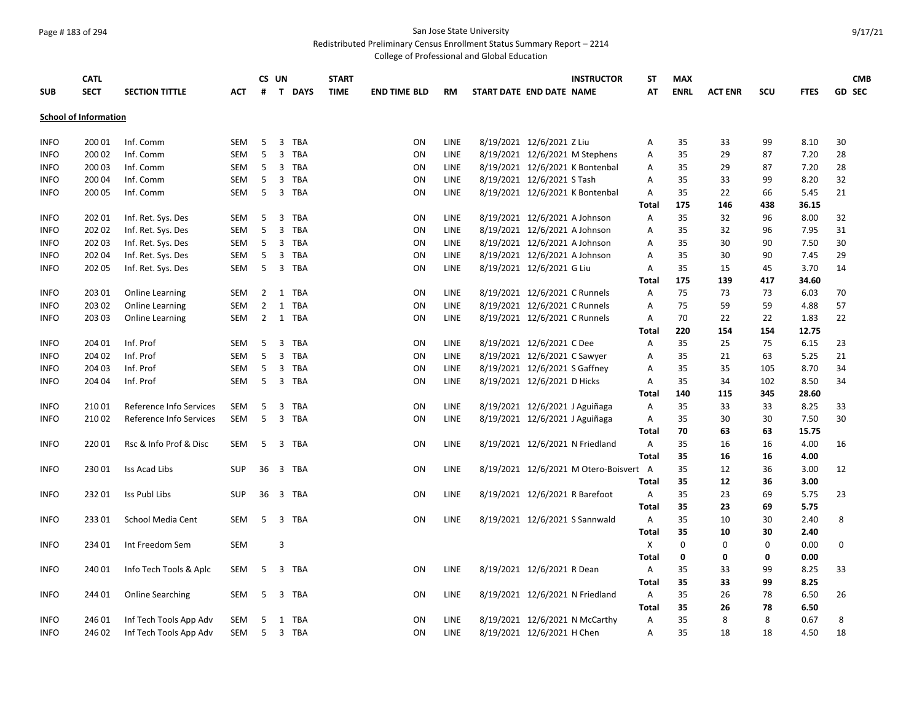San Jose State University

Redistributed Preliminary Census Enrollment Status Summary Report – 2214

College of Professional and Global Education

| SUB | CATL SECT | SECTION TITTLE | ACT | CS # | UN T | DAYS | START TIME | END TIME | BLD | RM | START DATE | END DATE | INSTRUCTOR NAME | ST AT | MAX ENRL | ACT ENR | SCU | FTES | GD | CMB SEC |
|---|---|---|---|---|---|---|---|---|---|---|---|---|---|---|---|---|---|---|---|---|
| **School of Information** | | | | | | | | | | | | | | | | | | | | |
| INFO | 200 01 | Inf. Comm | SEM | 5 | 3 | TBA | | | ON | LINE | 8/19/2021 | 12/6/2021 | Z Liu | A | 35 | 33 | 99 | 8.10 | 30 | |
| INFO | 200 02 | Inf. Comm | SEM | 5 | 3 | TBA | | | ON | LINE | 8/19/2021 | 12/6/2021 | M Stephens | A | 35 | 29 | 87 | 7.20 | 28 | |
| INFO | 200 03 | Inf. Comm | SEM | 5 | 3 | TBA | | | ON | LINE | 8/19/2021 | 12/6/2021 | K Bontenbal | A | 35 | 29 | 87 | 7.20 | 28 | |
| INFO | 200 04 | Inf. Comm | SEM | 5 | 3 | TBA | | | ON | LINE | 8/19/2021 | 12/6/2021 | S Tash | A | 35 | 33 | 99 | 8.20 | 32 | |
| INFO | 200 05 | Inf. Comm | SEM | 5 | 3 | TBA | | | ON | LINE | 8/19/2021 | 12/6/2021 | K Bontenbal | A | 35 | 22 | 66 | 5.45 | 21 | |
| | | | | | | | | | | | | | | **Total** | **175** | **146** | **438** | **36.15** | | |
| INFO | 202 01 | Inf. Ret. Sys. Des | SEM | 5 | 3 | TBA | | | ON | LINE | 8/19/2021 | 12/6/2021 | A Johnson | A | 35 | 32 | 96 | 8.00 | 32 | |
| INFO | 202 02 | Inf. Ret. Sys. Des | SEM | 5 | 3 | TBA | | | ON | LINE | 8/19/2021 | 12/6/2021 | A Johnson | A | 35 | 32 | 96 | 7.95 | 31 | |
| INFO | 202 03 | Inf. Ret. Sys. Des | SEM | 5 | 3 | TBA | | | ON | LINE | 8/19/2021 | 12/6/2021 | A Johnson | A | 35 | 30 | 90 | 7.50 | 30 | |
| INFO | 202 04 | Inf. Ret. Sys. Des | SEM | 5 | 3 | TBA | | | ON | LINE | 8/19/2021 | 12/6/2021 | A Johnson | A | 35 | 30 | 90 | 7.45 | 29 | |
| INFO | 202 05 | Inf. Ret. Sys. Des | SEM | 5 | 3 | TBA | | | ON | LINE | 8/19/2021 | 12/6/2021 | G Liu | A | 35 | 15 | 45 | 3.70 | 14 | |
| | | | | | | | | | | | | | | **Total** | **175** | **139** | **417** | **34.60** | | |
| INFO | 203 01 | Online Learning | SEM | 2 | 1 | TBA | | | ON | LINE | 8/19/2021 | 12/6/2021 | C Runnels | A | 75 | 73 | 73 | 6.03 | 70 | |
| INFO | 203 02 | Online Learning | SEM | 2 | 1 | TBA | | | ON | LINE | 8/19/2021 | 12/6/2021 | C Runnels | A | 75 | 59 | 59 | 4.88 | 57 | |
| INFO | 203 03 | Online Learning | SEM | 2 | 1 | TBA | | | ON | LINE | 8/19/2021 | 12/6/2021 | C Runnels | A | 70 | 22 | 22 | 1.83 | 22 | |
| | | | | | | | | | | | | | | **Total** | **220** | **154** | **154** | **12.75** | | |
| INFO | 204 01 | Inf. Prof | SEM | 5 | 3 | TBA | | | ON | LINE | 8/19/2021 | 12/6/2021 | C Dee | A | 35 | 25 | 75 | 6.15 | 23 | |
| INFO | 204 02 | Inf. Prof | SEM | 5 | 3 | TBA | | | ON | LINE | 8/19/2021 | 12/6/2021 | C Sawyer | A | 35 | 21 | 63 | 5.25 | 21 | |
| INFO | 204 03 | Inf. Prof | SEM | 5 | 3 | TBA | | | ON | LINE | 8/19/2021 | 12/6/2021 | S Gaffney | A | 35 | 35 | 105 | 8.70 | 34 | |
| INFO | 204 04 | Inf. Prof | SEM | 5 | 3 | TBA | | | ON | LINE | 8/19/2021 | 12/6/2021 | D Hicks | A | 35 | 34 | 102 | 8.50 | 34 | |
| | | | | | | | | | | | | | | **Total** | **140** | **115** | **345** | **28.60** | | |
| INFO | 210 01 | Reference Info Services | SEM | 5 | 3 | TBA | | | ON | LINE | 8/19/2021 | 12/6/2021 | J Aguiñaga | A | 35 | 33 | 33 | 8.25 | 33 | |
| INFO | 210 02 | Reference Info Services | SEM | 5 | 3 | TBA | | | ON | LINE | 8/19/2021 | 12/6/2021 | J Aguiñaga | A | 35 | 30 | 30 | 7.50 | 30 | |
| | | | | | | | | | | | | | | **Total** | **70** | **63** | **63** | **15.75** | | |
| INFO | 220 01 | Rsc & Info Prof & Disc | SEM | 5 | 3 | TBA | | | ON | LINE | 8/19/2021 | 12/6/2021 | N Friedland | A | 35 | 16 | 16 | 4.00 | 16 | |
| | | | | | | | | | | | | | | **Total** | **35** | **16** | **16** | **4.00** | | |
| INFO | 230 01 | Iss Acad Libs | SUP | 36 | 3 | TBA | | | ON | LINE | 8/19/2021 | 12/6/2021 | M Otero-Boisvert | A | 35 | 12 | 36 | 3.00 | 12 | |
| | | | | | | | | | | | | | | **Total** | **35** | **12** | **36** | **3.00** | | |
| INFO | 232 01 | Iss Publ Libs | SUP | 36 | 3 | TBA | | | ON | LINE | 8/19/2021 | 12/6/2021 | R Barefoot | A | 35 | 23 | 69 | 5.75 | 23 | |
| | | | | | | | | | | | | | | **Total** | **35** | **23** | **69** | **5.75** | | |
| INFO | 233 01 | School Media Cent | SEM | 5 | 3 | TBA | | | ON | LINE | 8/19/2021 | 12/6/2021 | S Sannwald | A | 35 | 10 | 30 | 2.40 | 8 | |
| | | | | | | | | | | | | | | **Total** | **35** | **10** | **30** | **2.40** | | |
| INFO | 234 01 | Int Freedom Sem | SEM | | 3 | | | | | | | | | X | 0 | 0 | 0 | 0.00 | 0 | |
| | | | | | | | | | | | | | | **Total** | **0** | **0** | **0** | **0.00** | | |
| INFO | 240 01 | Info Tech Tools & Aplc | SEM | 5 | 3 | TBA | | | ON | LINE | 8/19/2021 | 12/6/2021 | R Dean | A | 35 | 33 | 99 | 8.25 | 33 | |
| | | | | | | | | | | | | | | **Total** | **35** | **33** | **99** | **8.25** | | |
| INFO | 244 01 | Online Searching | SEM | 5 | 3 | TBA | | | ON | LINE | 8/19/2021 | 12/6/2021 | N Friedland | A | 35 | 26 | 78 | 6.50 | 26 | |
| | | | | | | | | | | | | | | **Total** | **35** | **26** | **78** | **6.50** | | |
| INFO | 246 01 | Inf Tech Tools App Adv | SEM | 5 | 1 | TBA | | | ON | LINE | 8/19/2021 | 12/6/2021 | N McCarthy | A | 35 | 8 | 8 | 0.67 | 8 | |
| INFO | 246 02 | Inf Tech Tools App Adv | SEM | 5 | 3 | TBA | | | ON | LINE | 8/19/2021 | 12/6/2021 | H Chen | A | 35 | 18 | 18 | 4.50 | 18 | |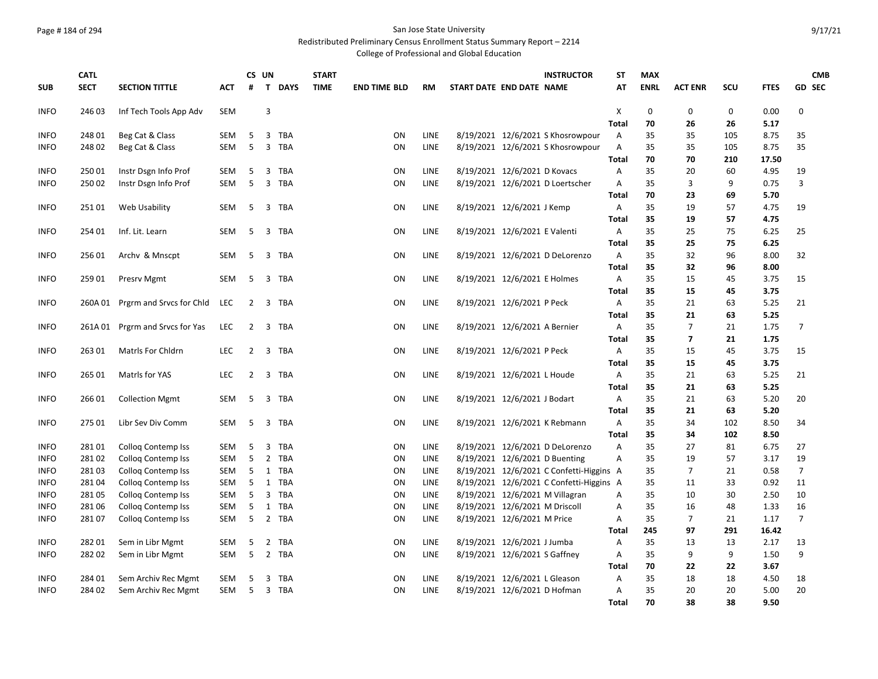San Jose State University

Redistributed Preliminary Census Enrollment Status Summary Report – 2214

College of Professional and Global Education

| SUB | CATL SECT | SECTION TITTLE | ACT | CS # | UN T | DAYS | START TIME | END TIME | BLD | RM | START DATE | END DATE | INSTRUCTOR NAME | ST AT | MAX ENRL | ACT ENR | SCU | FTES | GD | CMB SEC |
|---|---|---|---|---|---|---|---|---|---|---|---|---|---|---|---|---|---|---|---|---|
| INFO | 246 03 | Inf Tech Tools App Adv | SEM | | 3 | | | | | | | | | X | 0 | 0 | 0 | 0.00 | 0 | |
| | | | | | | | | | | | | | | **Total** | **70** | **26** | **26** | **5.17** | | |
| INFO | 248 01 | Beg Cat & Class | SEM | 5 | 3 | TBA | | | ON | LINE | 8/19/2021 | 12/6/2021 | S Khosrowpour | A | 35 | 35 | 105 | 8.75 | 35 | |
| INFO | 248 02 | Beg Cat & Class | SEM | 5 | 3 | TBA | | | ON | LINE | 8/19/2021 | 12/6/2021 | S Khosrowpour | A | 35 | 35 | 105 | 8.75 | 35 | |
| | | | | | | | | | | | | | | **Total** | **70** | **70** | **210** | **17.50** | | |
| INFO | 250 01 | Instr Dsgn Info Prof | SEM | 5 | 3 | TBA | | | ON | LINE | 8/19/2021 | 12/6/2021 | D Kovacs | A | 35 | 20 | 60 | 4.95 | 19 | |
| INFO | 250 02 | Instr Dsgn Info Prof | SEM | 5 | 3 | TBA | | | ON | LINE | 8/19/2021 | 12/6/2021 | D Loertscher | A | 35 | 3 | 9 | 0.75 | 3 | |
| | | | | | | | | | | | | | | **Total** | **70** | **23** | **69** | **5.70** | | |
| INFO | 251 01 | Web Usability | SEM | 5 | 3 | TBA | | | ON | LINE | 8/19/2021 | 12/6/2021 | J Kemp | A | 35 | 19 | 57 | 4.75 | 19 | |
| | | | | | | | | | | | | | | **Total** | **35** | **19** | **57** | **4.75** | | |
| INFO | 254 01 | Inf. Lit. Learn | SEM | 5 | 3 | TBA | | | ON | LINE | 8/19/2021 | 12/6/2021 | E Valenti | A | 35 | 25 | 75 | 6.25 | 25 | |
| | | | | | | | | | | | | | | **Total** | **35** | **25** | **75** | **6.25** | | |
| INFO | 256 01 | Archv & Mnscpt | SEM | 5 | 3 | TBA | | | ON | LINE | 8/19/2021 | 12/6/2021 | D DeLorenzo | A | 35 | 32 | 96 | 8.00 | 32 | |
| | | | | | | | | | | | | | | **Total** | **35** | **32** | **96** | **8.00** | | |
| INFO | 259 01 | Presrv Mgmt | SEM | 5 | 3 | TBA | | | ON | LINE | 8/19/2021 | 12/6/2021 | E Holmes | A | 35 | 15 | 45 | 3.75 | 15 | |
| | | | | | | | | | | | | | | **Total** | **35** | **15** | **45** | **3.75** | | |
| INFO | 260A 01 | Prgrm and Srvcs for Chld | LEC | 2 | 3 | TBA | | | ON | LINE | 8/19/2021 | 12/6/2021 | P Peck | A | 35 | 21 | 63 | 5.25 | 21 | |
| | | | | | | | | | | | | | | **Total** | **35** | **21** | **63** | **5.25** | | |
| INFO | 261A 01 | Prgrm and Srvcs for Yas | LEC | 2 | 3 | TBA | | | ON | LINE | 8/19/2021 | 12/6/2021 | A Bernier | A | 35 | 7 | 21 | 1.75 | 7 | |
| | | | | | | | | | | | | | | **Total** | **35** | **7** | **21** | **1.75** | | |
| INFO | 263 01 | Matrls For Chldrn | LEC | 2 | 3 | TBA | | | ON | LINE | 8/19/2021 | 12/6/2021 | P Peck | A | 35 | 15 | 45 | 3.75 | 15 | |
| | | | | | | | | | | | | | | **Total** | **35** | **15** | **45** | **3.75** | | |
| INFO | 265 01 | Matrls for YAS | LEC | 2 | 3 | TBA | | | ON | LINE | 8/19/2021 | 12/6/2021 | L Houde | A | 35 | 21 | 63 | 5.25 | 21 | |
| | | | | | | | | | | | | | | **Total** | **35** | **21** | **63** | **5.25** | | |
| INFO | 266 01 | Collection Mgmt | SEM | 5 | 3 | TBA | | | ON | LINE | 8/19/2021 | 12/6/2021 | J Bodart | A | 35 | 21 | 63 | 5.20 | 20 | |
| | | | | | | | | | | | | | | **Total** | **35** | **21** | **63** | **5.20** | | |
| INFO | 275 01 | Libr Sev Div Comm | SEM | 5 | 3 | TBA | | | ON | LINE | 8/19/2021 | 12/6/2021 | K Rebmann | A | 35 | 34 | 102 | 8.50 | 34 | |
| | | | | | | | | | | | | | | **Total** | **35** | **34** | **102** | **8.50** | | |
| INFO | 281 01 | Colloq Contemp Iss | SEM | 5 | 3 | TBA | | | ON | LINE | 8/19/2021 | 12/6/2021 | D DeLorenzo | A | 35 | 27 | 81 | 6.75 | 27 | |
| INFO | 281 02 | Colloq Contemp Iss | SEM | 5 | 2 | TBA | | | ON | LINE | 8/19/2021 | 12/6/2021 | D Buenting | A | 35 | 19 | 57 | 3.17 | 19 | |
| INFO | 281 03 | Colloq Contemp Iss | SEM | 5 | 1 | TBA | | | ON | LINE | 8/19/2021 | 12/6/2021 | C Confetti-Higgins | A | 35 | 7 | 21 | 0.58 | 7 | |
| INFO | 281 04 | Colloq Contemp Iss | SEM | 5 | 1 | TBA | | | ON | LINE | 8/19/2021 | 12/6/2021 | C Confetti-Higgins | A | 35 | 11 | 33 | 0.92 | 11 | |
| INFO | 281 05 | Colloq Contemp Iss | SEM | 5 | 3 | TBA | | | ON | LINE | 8/19/2021 | 12/6/2021 | M Villagran | A | 35 | 10 | 30 | 2.50 | 10 | |
| INFO | 281 06 | Colloq Contemp Iss | SEM | 5 | 1 | TBA | | | ON | LINE | 8/19/2021 | 12/6/2021 | M Driscoll | A | 35 | 16 | 48 | 1.33 | 16 | |
| INFO | 281 07 | Colloq Contemp Iss | SEM | 5 | 2 | TBA | | | ON | LINE | 8/19/2021 | 12/6/2021 | M Price | A | 35 | 7 | 21 | 1.17 | 7 | |
| | | | | | | | | | | | | | | **Total** | **245** | **97** | **291** | **16.42** | | |
| INFO | 282 01 | Sem in Libr Mgmt | SEM | 5 | 2 | TBA | | | ON | LINE | 8/19/2021 | 12/6/2021 | J Jumba | A | 35 | 13 | 13 | 2.17 | 13 | |
| INFO | 282 02 | Sem in Libr Mgmt | SEM | 5 | 2 | TBA | | | ON | LINE | 8/19/2021 | 12/6/2021 | S Gaffney | A | 35 | 9 | 9 | 1.50 | 9 | |
| | | | | | | | | | | | | | | **Total** | **70** | **22** | **22** | **3.67** | | |
| INFO | 284 01 | Sem Archiv Rec Mgmt | SEM | 5 | 3 | TBA | | | ON | LINE | 8/19/2021 | 12/6/2021 | L Gleason | A | 35 | 18 | 18 | 4.50 | 18 | |
| INFO | 284 02 | Sem Archiv Rec Mgmt | SEM | 5 | 3 | TBA | | | ON | LINE | 8/19/2021 | 12/6/2021 | D Hofman | A | 35 | 20 | 20 | 5.00 | 20 | |
| | | | | | | | | | | | | | | **Total** | **70** | **38** | **38** | **9.50** | | |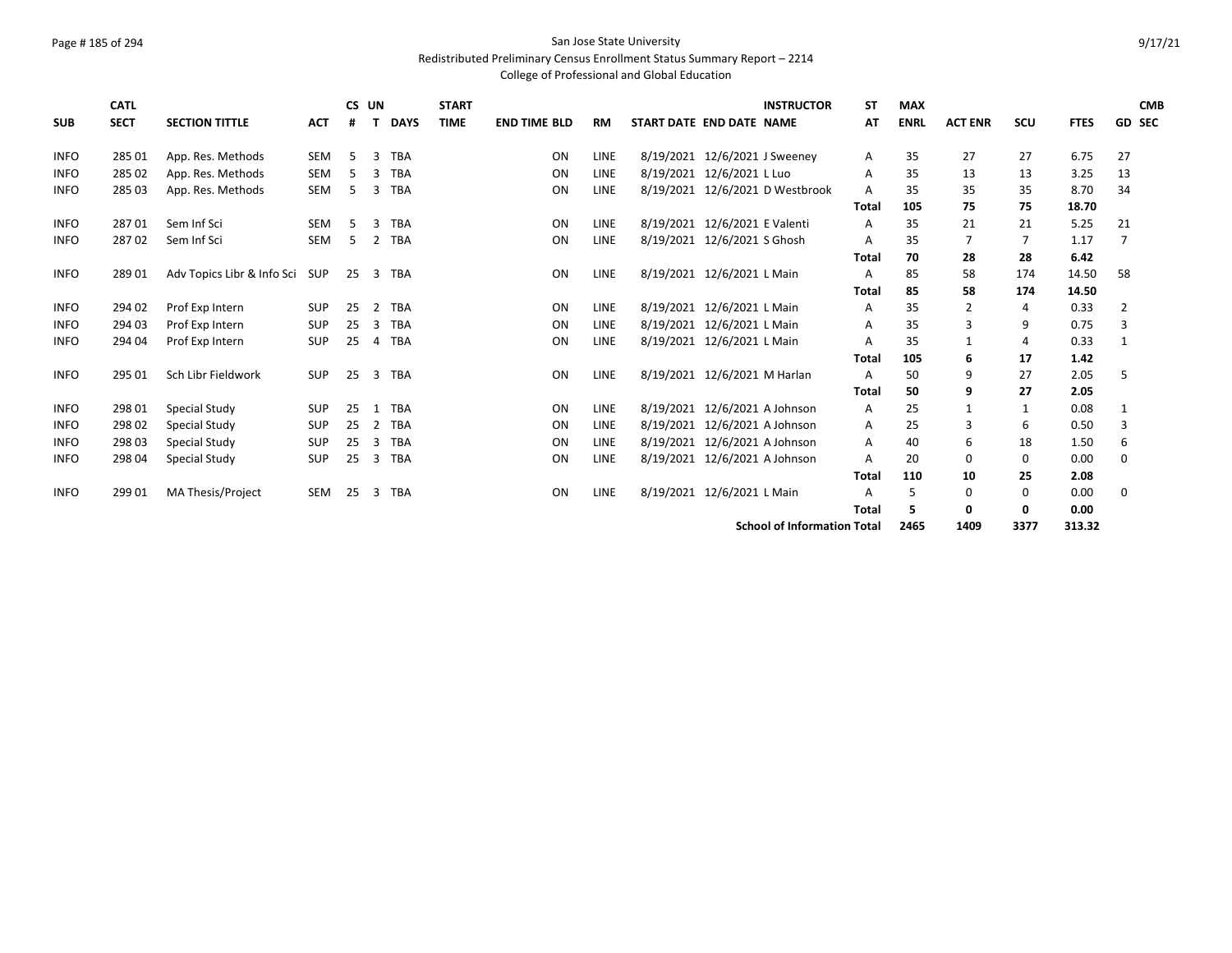San Jose State University

Redistributed Preliminary Census Enrollment Status Summary Report – 2214

College of Professional and Global Education

| SUB | CATL SECT | SECTION TITTLE | ACT | CS # | UN T | DAYS | START TIME | END TIME | BLD | RM | START DATE | END DATE | INSTRUCTOR NAME | ST AT | MAX ENRL | ACT ENR | SCU | FTES | GD | CMB SEC |
|---|---|---|---|---|---|---|---|---|---|---|---|---|---|---|---|---|---|---|---|---|
| INFO | 285 01 | App. Res. Methods | SEM | 5 | 3 | TBA | | | ON | LINE | 8/19/2021 | 12/6/2021 | J Sweeney | A | 35 | 27 | 27 | 6.75 | 27 | |
| INFO | 285 02 | App. Res. Methods | SEM | 5 | 3 | TBA | | | ON | LINE | 8/19/2021 | 12/6/2021 | L Luo | A | 35 | 13 | 13 | 3.25 | 13 | |
| INFO | 285 03 | App. Res. Methods | SEM | 5 | 3 | TBA | | | ON | LINE | 8/19/2021 | 12/6/2021 | D Westbrook | A | 35 | 35 | 35 | 8.70 | 34 | |
| | | | | | | | | | | | | | | **Total** | **105** | **75** | **75** | **18.70** | | |
| INFO | 287 01 | Sem Inf Sci | SEM | 5 | 3 | TBA | | | ON | LINE | 8/19/2021 | 12/6/2021 | E Valenti | A | 35 | 21 | 21 | 5.25 | 21 | |
| INFO | 287 02 | Sem Inf Sci | SEM | 5 | 2 | TBA | | | ON | LINE | 8/19/2021 | 12/6/2021 | S Ghosh | A | 35 | 7 | 7 | 1.17 | 7 | |
| | | | | | | | | | | | | | | **Total** | **70** | **28** | **28** | **6.42** | | |
| INFO | 289 01 | Adv Topics Libr & Info Sci | SUP | 25 | 3 | TBA | | | ON | LINE | 8/19/2021 | 12/6/2021 | L Main | A | 85 | 58 | 174 | 14.50 | 58 | |
| | | | | | | | | | | | | | | **Total** | **85** | **58** | **174** | **14.50** | | |
| INFO | 294 02 | Prof Exp Intern | SUP | 25 | 2 | TBA | | | ON | LINE | 8/19/2021 | 12/6/2021 | L Main | A | 35 | 2 | 4 | 0.33 | 2 | |
| INFO | 294 03 | Prof Exp Intern | SUP | 25 | 3 | TBA | | | ON | LINE | 8/19/2021 | 12/6/2021 | L Main | A | 35 | 3 | 9 | 0.75 | 3 | |
| INFO | 294 04 | Prof Exp Intern | SUP | 25 | 4 | TBA | | | ON | LINE | 8/19/2021 | 12/6/2021 | L Main | A | 35 | 1 | 4 | 0.33 | 1 | |
| | | | | | | | | | | | | | | **Total** | **105** | **6** | **17** | **1.42** | | |
| INFO | 295 01 | Sch Libr Fieldwork | SUP | 25 | 3 | TBA | | | ON | LINE | 8/19/2021 | 12/6/2021 | M Harlan | A | 50 | 9 | 27 | 2.05 | 5 | |
| | | | | | | | | | | | | | | **Total** | **50** | **9** | **27** | **2.05** | | |
| INFO | 298 01 | Special Study | SUP | 25 | 1 | TBA | | | ON | LINE | 8/19/2021 | 12/6/2021 | A Johnson | A | 25 | 1 | 1 | 0.08 | 1 | |
| INFO | 298 02 | Special Study | SUP | 25 | 2 | TBA | | | ON | LINE | 8/19/2021 | 12/6/2021 | A Johnson | A | 25 | 3 | 6 | 0.50 | 3 | |
| INFO | 298 03 | Special Study | SUP | 25 | 3 | TBA | | | ON | LINE | 8/19/2021 | 12/6/2021 | A Johnson | A | 40 | 6 | 18 | 1.50 | 6 | |
| INFO | 298 04 | Special Study | SUP | 25 | 3 | TBA | | | ON | LINE | 8/19/2021 | 12/6/2021 | A Johnson | A | 20 | 0 | 0 | 0.00 | 0 | |
| | | | | | | | | | | | | | | **Total** | **110** | **10** | **25** | **2.08** | | |
| INFO | 299 01 | MA Thesis/Project | SEM | 25 | 3 | TBA | | | ON | LINE | 8/19/2021 | 12/6/2021 | L Main | A | 5 | 0 | 0 | 0.00 | 0 | |
| | | | | | | | | | | | | | | **Total** | **5** | **0** | **0** | **0.00** | | |
| | | | | | | | | | | | | | **School of Information** | **Total** | **2465** | **1409** | **3377** | **313.32** | | |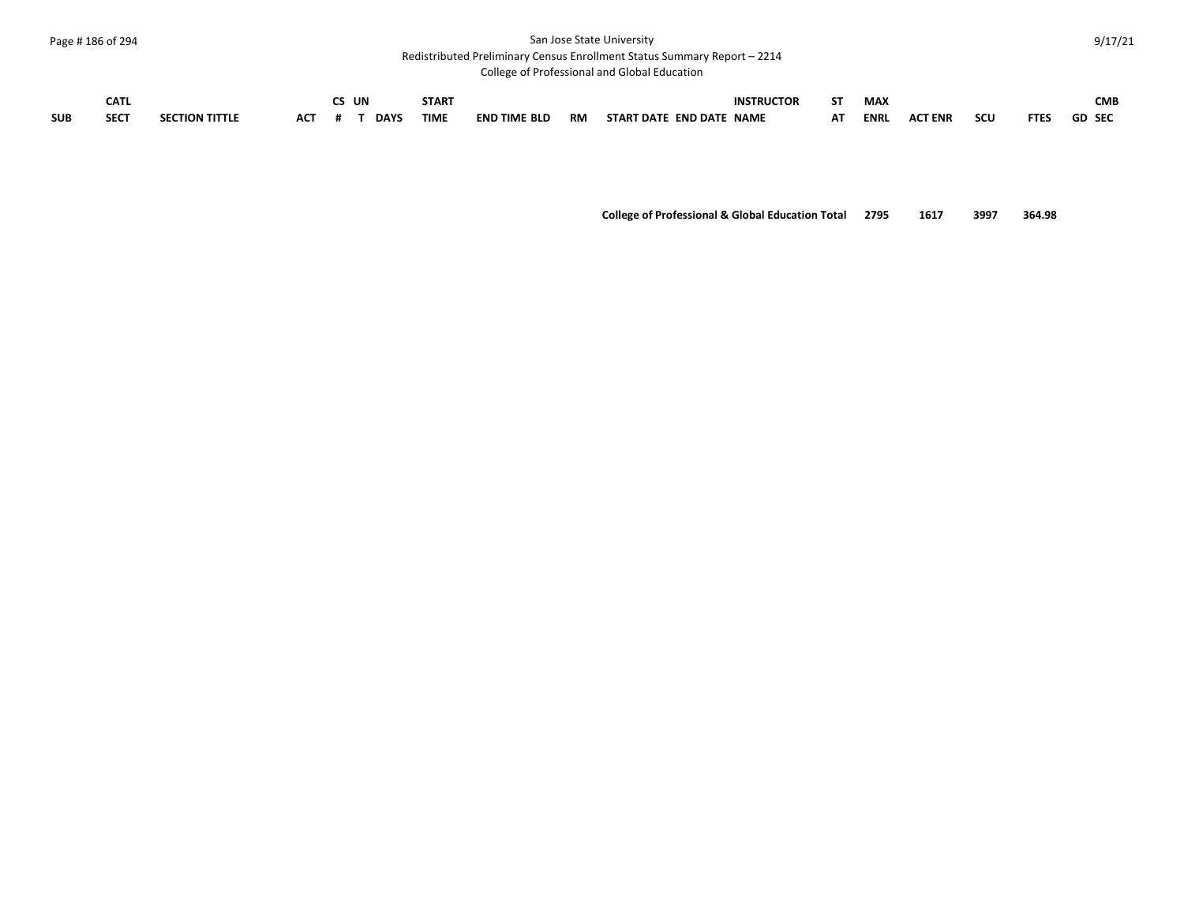| SUB | CATL SECT | SECTION TITTLE | ACT | CS # | UN T | DAYS | START TIME | END TIME | BLD | RM | START DATE | END DATE | INSTRUCTOR NAME | ST AT | MAX ENRL | ACT ENR | SCU | FTES | GD | CMB SEC |
|---|---|---|---|---|---|---|---|---|---|---|---|---|---|---|---|---|---|---|---|---|
| | | | | | | | | | | | **College of Professional & Global Education Total** | | | | **2795** | **1617** | **3997** | **364.98** | | |